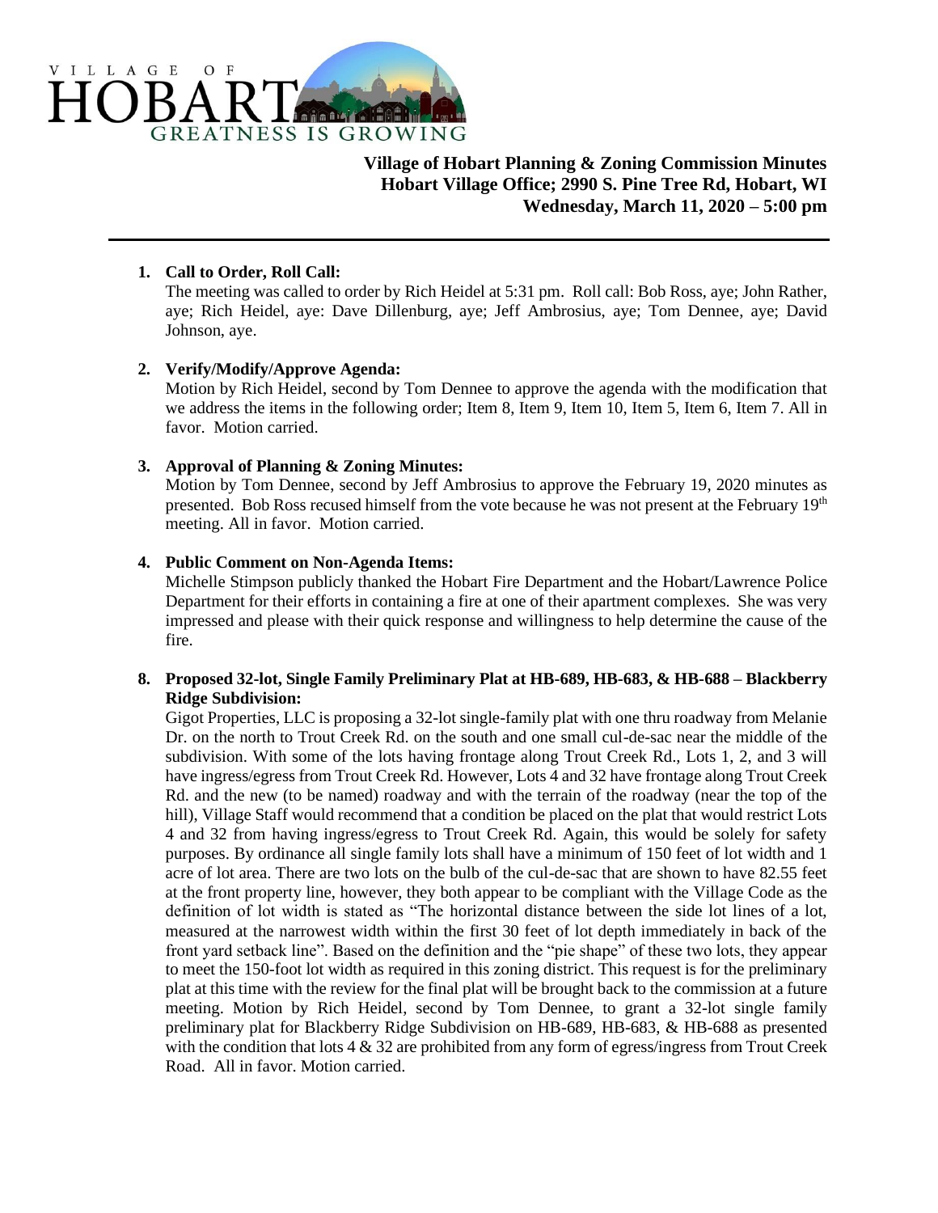VILLAGE OF HOBART
GREATNESS IS GROWING

**Village of Hobart Planning & Zoning Commission Minutes**
**Hobart Village Office; 2990 S. Pine Tree Rd, Hobart, WI**
**Wednesday, March 11, 2020 – 5:00 pm**

---

1. **Call to Order, Roll Call:**
   The meeting was called to order by Rich Heidel at 5:31 pm. Roll call: Bob Ross, aye; John Rather, aye; Rich Heidel, aye: Dave Dillenburg, aye; Jeff Ambrosius, aye; Tom Dennee, aye; David Johnson, aye.

2. **Verify/Modify/Approve Agenda:**
   Motion by Rich Heidel, second by Tom Dennee to approve the agenda with the modification that we address the items in the following order; Item 8, Item 9, Item 10, Item 5, Item 6, Item 7. All in favor. Motion carried.

3. **Approval of Planning & Zoning Minutes:**
   Motion by Tom Dennee, second by Jeff Ambrosius to approve the February 19, 2020 minutes as presented. Bob Ross recused himself from the vote because he was not present at the February 19th meeting. All in favor. Motion carried.

4. **Public Comment on Non-Agenda Items:**
   Michelle Stimpson publicly thanked the Hobart Fire Department and the Hobart/Lawrence Police Department for their efforts in containing a fire at one of their apartment complexes. She was very impressed and please with their quick response and willingness to help determine the cause of the fire.

8. **Proposed 32-lot, Single Family Preliminary Plat at HB-689, HB-683, & HB-688 – Blackberry Ridge Subdivision:**
   Gigot Properties, LLC is proposing a 32-lot single-family plat with one thru roadway from Melanie Dr. on the north to Trout Creek Rd. on the south and one small cul-de-sac near the middle of the subdivision. With some of the lots having frontage along Trout Creek Rd., Lots 1, 2, and 3 will have ingress/egress from Trout Creek Rd. However, Lots 4 and 32 have frontage along Trout Creek Rd. and the new (to be named) roadway and with the terrain of the roadway (near the top of the hill), Village Staff would recommend that a condition be placed on the plat that would restrict Lots 4 and 32 from having ingress/egress to Trout Creek Rd. Again, this would be solely for safety purposes. By ordinance all single family lots shall have a minimum of 150 feet of lot width and 1 acre of lot area. There are two lots on the bulb of the cul-de-sac that are shown to have 82.55 feet at the front property line, however, they both appear to be compliant with the Village Code as the definition of lot width is stated as "The horizontal distance between the side lot lines of a lot, measured at the narrowest width within the first 30 feet of lot depth immediately in back of the front yard setback line". Based on the definition and the "pie shape" of these two lots, they appear to meet the 150-foot lot width as required in this zoning district. This request is for the preliminary plat at this time with the review for the final plat will be brought back to the commission at a future meeting. Motion by Rich Heidel, second by Tom Dennee, to grant a 32-lot single family preliminary plat for Blackberry Ridge Subdivision on HB-689, HB-683, & HB-688 as presented with the condition that lots 4 & 32 are prohibited from any form of egress/ingress from Trout Creek Road. All in favor. Motion carried.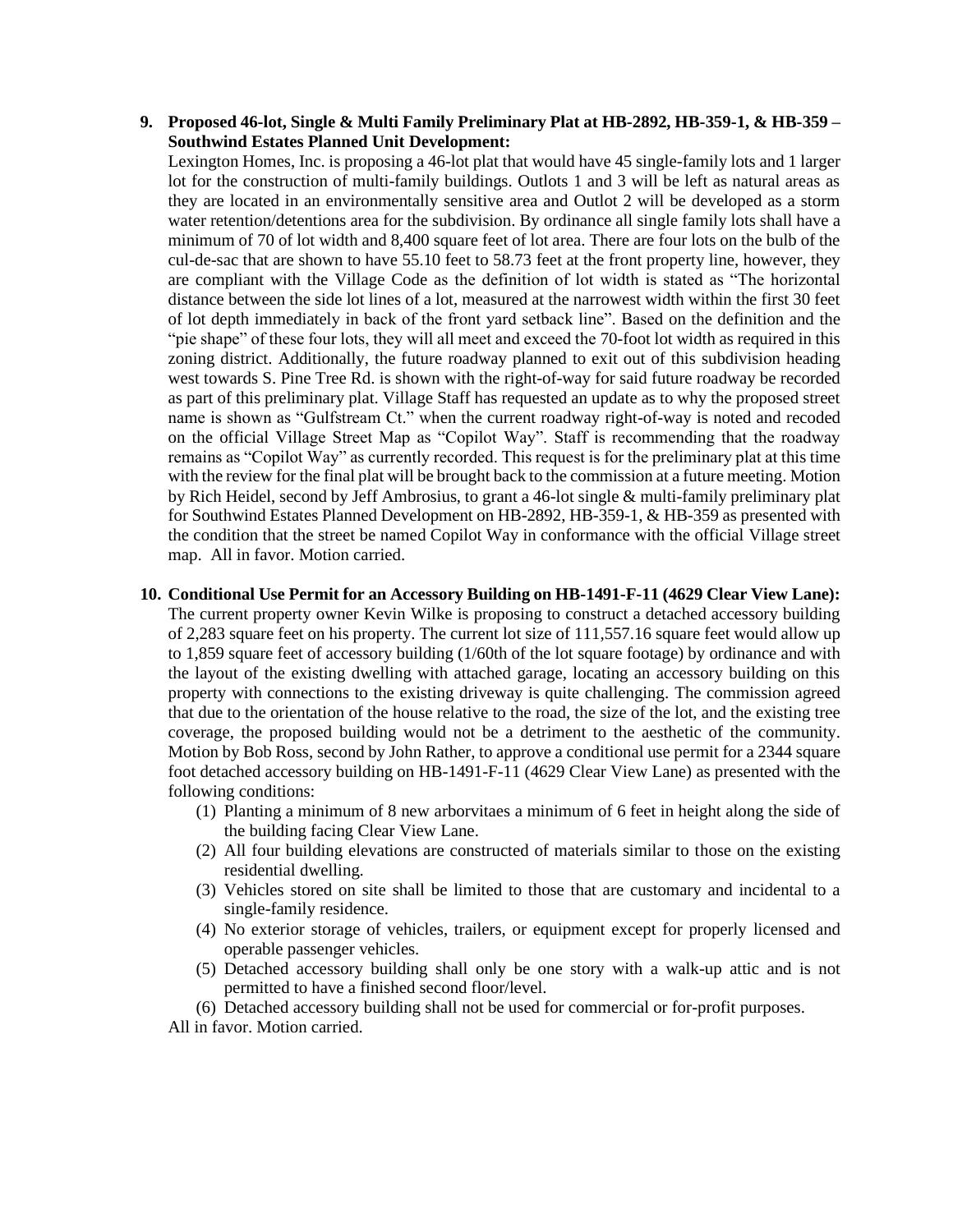9. **Proposed 46-lot, Single & Multi Family Preliminary Plat at HB-2892, HB-359-1, & HB-359 – Southwind Estates Planned Unit Development:**
   Lexington Homes, Inc. is proposing a 46-lot plat that would have 45 single-family lots and 1 larger lot for the construction of multi-family buildings. Outlots 1 and 3 will be left as natural areas as they are located in an environmentally sensitive area and Outlot 2 will be developed as a storm water retention/detentions area for the subdivision. By ordinance all single family lots shall have a minimum of 70 of lot width and 8,400 square feet of lot area. There are four lots on the bulb of the cul-de-sac that are shown to have 55.10 feet to 58.73 feet at the front property line, however, they are compliant with the Village Code as the definition of lot width is stated as "The horizontal distance between the side lot lines of a lot, measured at the narrowest width within the first 30 feet of lot depth immediately in back of the front yard setback line". Based on the definition and the "pie shape" of these four lots, they will all meet and exceed the 70-foot lot width as required in this zoning district. Additionally, the future roadway planned to exit out of this subdivision heading west towards S. Pine Tree Rd. is shown with the right-of-way for said future roadway be recorded as part of this preliminary plat. Village Staff has requested an update as to why the proposed street name is shown as "Gulfstream Ct." when the current roadway right-of-way is noted and recoded on the official Village Street Map as "Copilot Way". Staff is recommending that the roadway remains as "Copilot Way" as currently recorded. This request is for the preliminary plat at this time with the review for the final plat will be brought back to the commission at a future meeting. Motion by Rich Heidel, second by Jeff Ambrosius, to grant a 46-lot single & multi-family preliminary plat for Southwind Estates Planned Development on HB-2892, HB-359-1, & HB-359 as presented with the condition that the street be named Copilot Way in conformance with the official Village street map. All in favor. Motion carried.

10. **Conditional Use Permit for an Accessory Building on HB-1491-F-11 (4629 Clear View Lane):**
    The current property owner Kevin Wilke is proposing to construct a detached accessory building of 2,283 square feet on his property. The current lot size of 111,557.16 square feet would allow up to 1,859 square feet of accessory building (1/60th of the lot square footage) by ordinance and with the layout of the existing dwelling with attached garage, locating an accessory building on this property with connections to the existing driveway is quite challenging. The commission agreed that due to the orientation of the house relative to the road, the size of the lot, and the existing tree coverage, the proposed building would not be a detriment to the aesthetic of the community. Motion by Bob Ross, second by John Rather, to approve a conditional use permit for a 2344 square foot detached accessory building on HB-1491-F-11 (4629 Clear View Lane) as presented with the following conditions:
    (1) Planting a minimum of 8 new arborvitaes a minimum of 6 feet in height along the side of the building facing Clear View Lane.
    (2) All four building elevations are constructed of materials similar to those on the existing residential dwelling.
    (3) Vehicles stored on site shall be limited to those that are customary and incidental to a single-family residence.
    (4) No exterior storage of vehicles, trailers, or equipment except for properly licensed and operable passenger vehicles.
    (5) Detached accessory building shall only be one story with a walk-up attic and is not permitted to have a finished second floor/level.
    (6) Detached accessory building shall not be used for commercial or for-profit purposes.

    All in favor. Motion carried.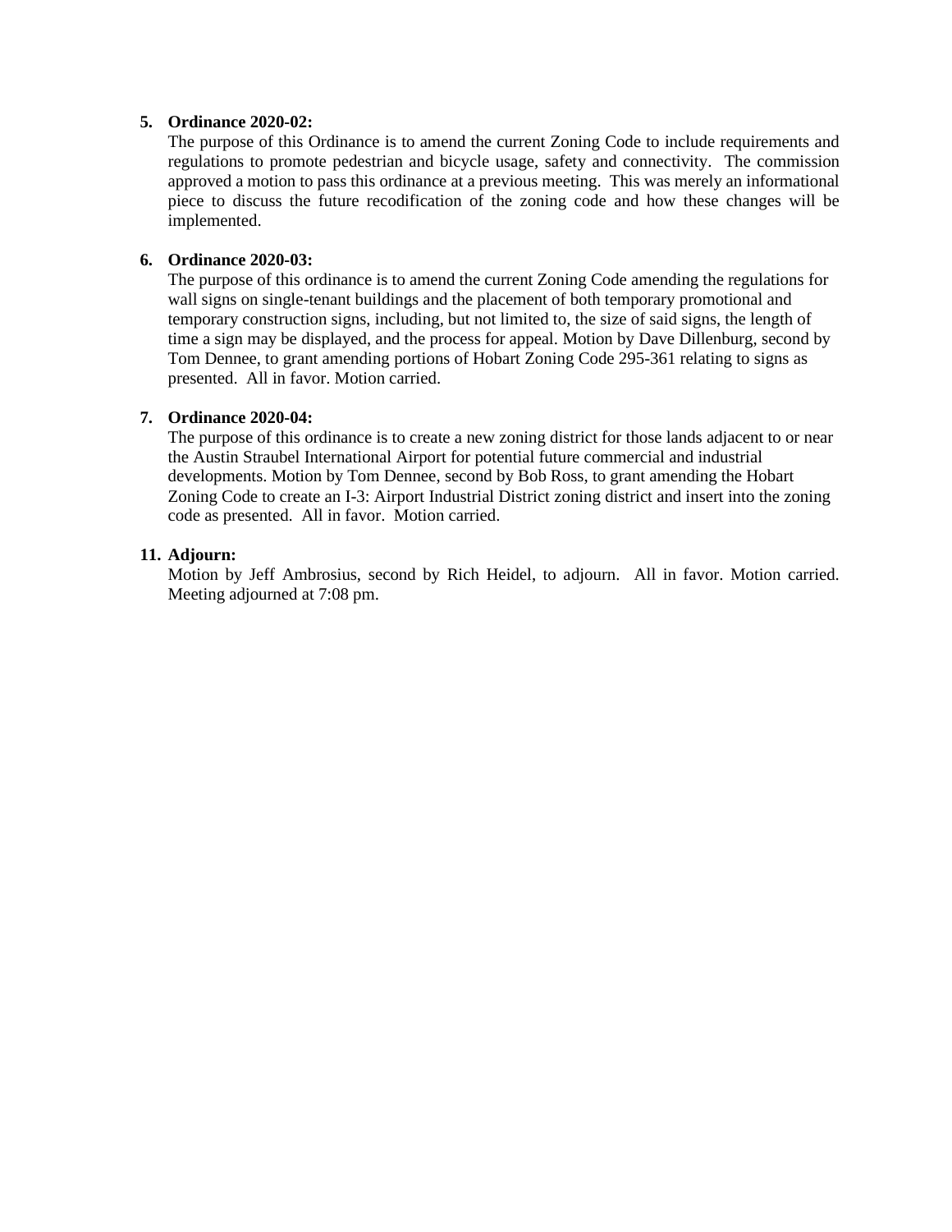5. **Ordinance 2020-02:**
   The purpose of this Ordinance is to amend the current Zoning Code to include requirements and regulations to promote pedestrian and bicycle usage, safety and connectivity. The commission approved a motion to pass this ordinance at a previous meeting. This was merely an informational piece to discuss the future recodification of the zoning code and how these changes will be implemented.

6. **Ordinance 2020-03:**
   The purpose of this ordinance is to amend the current Zoning Code amending the regulations for wall signs on single-tenant buildings and the placement of both temporary promotional and temporary construction signs, including, but not limited to, the size of said signs, the length of time a sign may be displayed, and the process for appeal. Motion by Dave Dillenburg, second by Tom Dennee, to grant amending portions of Hobart Zoning Code 295-361 relating to signs as presented. All in favor. Motion carried.

7. **Ordinance 2020-04:**
   The purpose of this ordinance is to create a new zoning district for those lands adjacent to or near the Austin Straubel International Airport for potential future commercial and industrial developments. Motion by Tom Dennee, second by Bob Ross, to grant amending the Hobart Zoning Code to create an I-3: Airport Industrial District zoning district and insert into the zoning code as presented. All in favor. Motion carried.

11. **Adjourn:**
    Motion by Jeff Ambrosius, second by Rich Heidel, to adjourn. All in favor. Motion carried. Meeting adjourned at 7:08 pm.